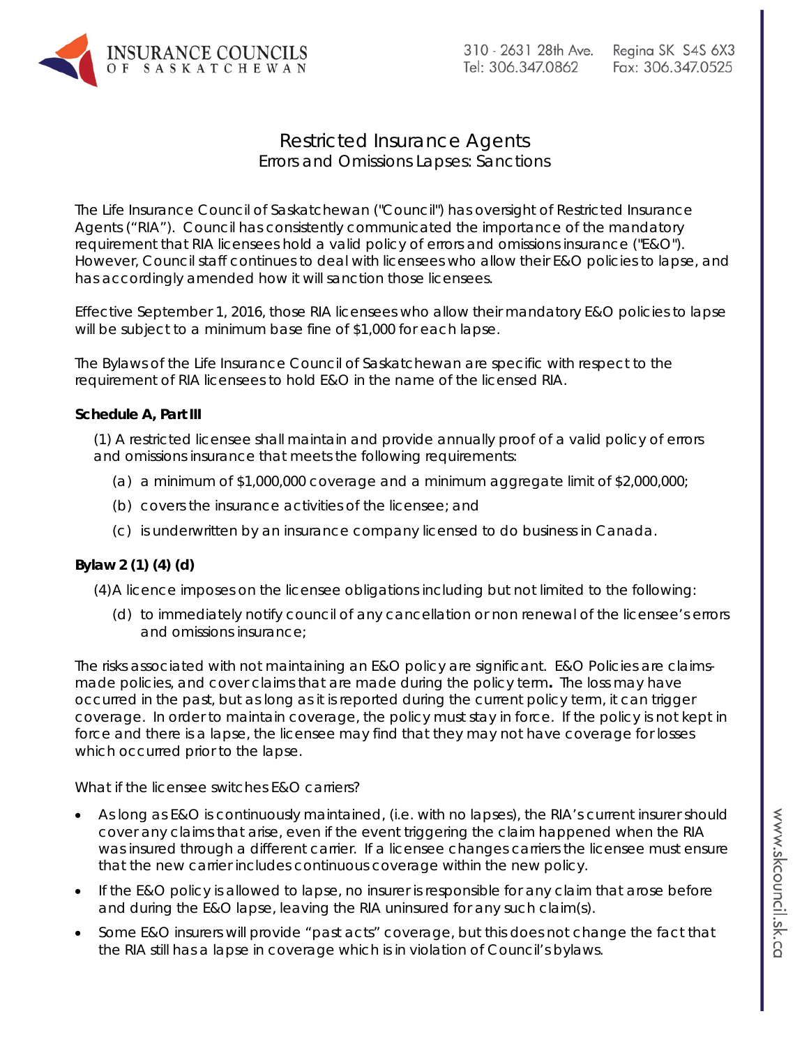# Restricted Insurance Agents

## Errors and Omissions Lapses: Sanctions

The Life Insurance Council of Saskatchewan ("Council") has oversight of Restricted Insurance Agents ("RIA"). Council has consistently communicated the importance of the mandatory requirement that RIA licensees hold a valid policy of errors and omissions insurance ("E&O"). However, Council staff continues to deal with licensees who allow their E&O policies to lapse, and has accordingly amended how it will sanction those licensees.

Effective September 1, 2016, those RIA licensees who allow their mandatory E&O policies to lapse will be subject to a minimum base fine of $1,000 for each lapse.

The Bylaws of the Life Insurance Council of Saskatchewan are specific with respect to the requirement of RIA licensees to hold E&O in the name of the licensed RIA.

**Schedule A, Part III**

(1) A restricted licensee shall maintain and provide annually proof of a valid policy of errors and omissions insurance that meets the following requirements:

(a) a minimum of $1,000,000 coverage and a minimum aggregate limit of $2,000,000;

(b) covers the insurance activities of the licensee; and

(c) is underwritten by an insurance company licensed to do business in Canada.

**Bylaw 2 (1) (4) (d)**

(4) A licence imposes on the licensee obligations including but not limited to the following:

(d) to immediately notify council of any cancellation or non renewal of the licensee's errors and omissions insurance;

The risks associated with not maintaining an E&O policy are significant. E&O Policies are claims-made policies, and cover claims that are made during the policy term**.** The loss may have occurred in the past, but as long as it is reported during the current policy term, it can trigger coverage. In order to maintain coverage, the policy must stay in force. If the policy is not kept in force and there is a lapse, the licensee may find that they may not have coverage for losses which occurred prior to the lapse.

What if the licensee switches E&O carriers?

- As long as E&O is continuously maintained, (i.e. with no lapses), the RIA's current insurer should cover any claims that arise, even if the event triggering the claim happened when the RIA was insured through a different carrier. If a licensee changes carriers the licensee must ensure that the new carrier includes continuous coverage within the new policy.
- If the E&O policy is allowed to lapse, no insurer is responsible for any claim that arose before and during the E&O lapse, leaving the RIA uninsured for any such claim(s).
- Some E&O insurers will provide "past acts" coverage, but this does not change the fact that the RIA still has a lapse in coverage which is in violation of Council's bylaws.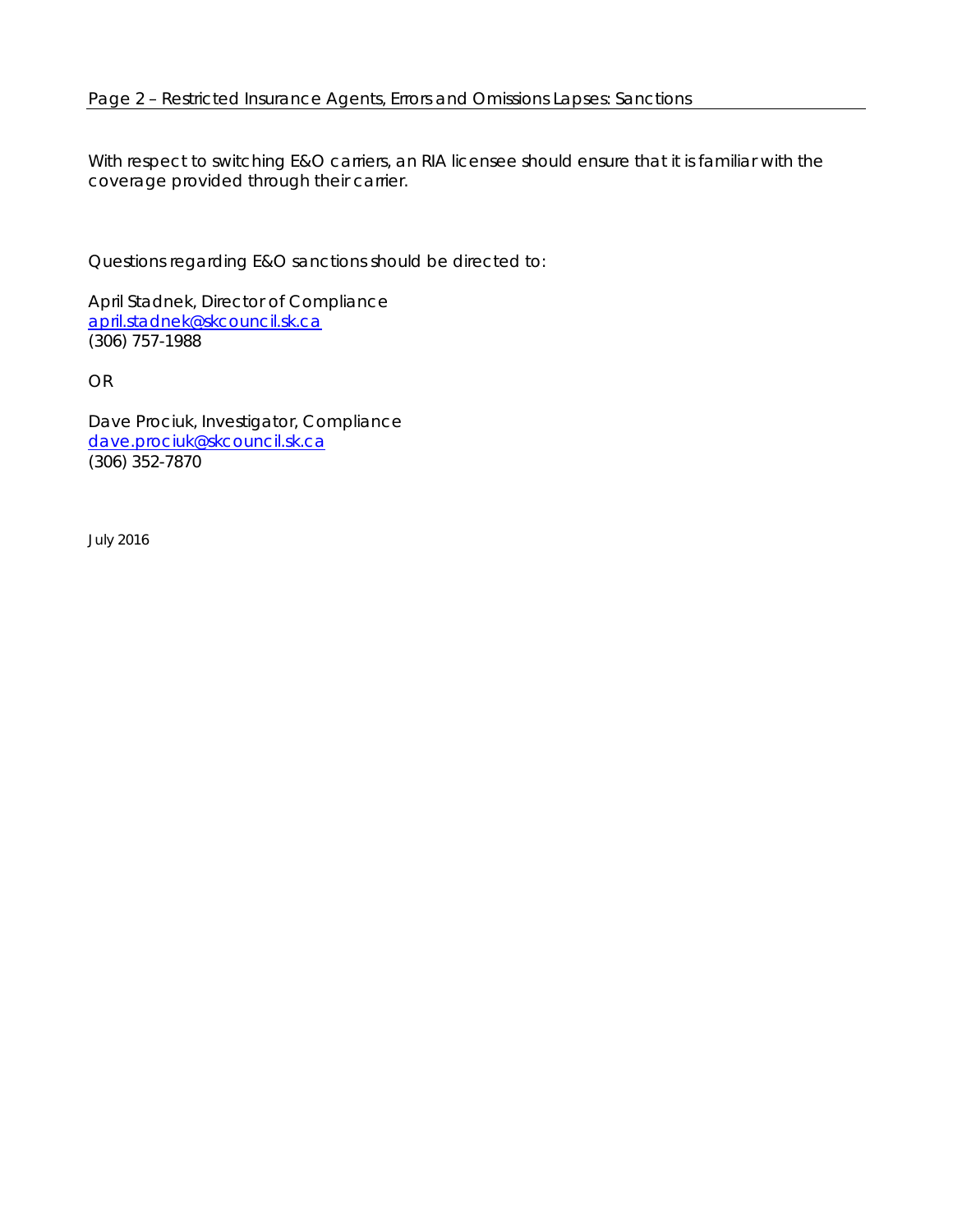With respect to switching E&O carriers, an RIA licensee should ensure that it is familiar with the coverage provided through their carrier.

Questions regarding E&O sanctions should be directed to:

April Stadnek, Director of Compliance
april.stadnek@skcouncil.sk.ca
(306) 757-1988

OR

Dave Prociuk, Investigator, Compliance
dave.prociuk@skcouncil.sk.ca
(306) 352-7870

July 2016